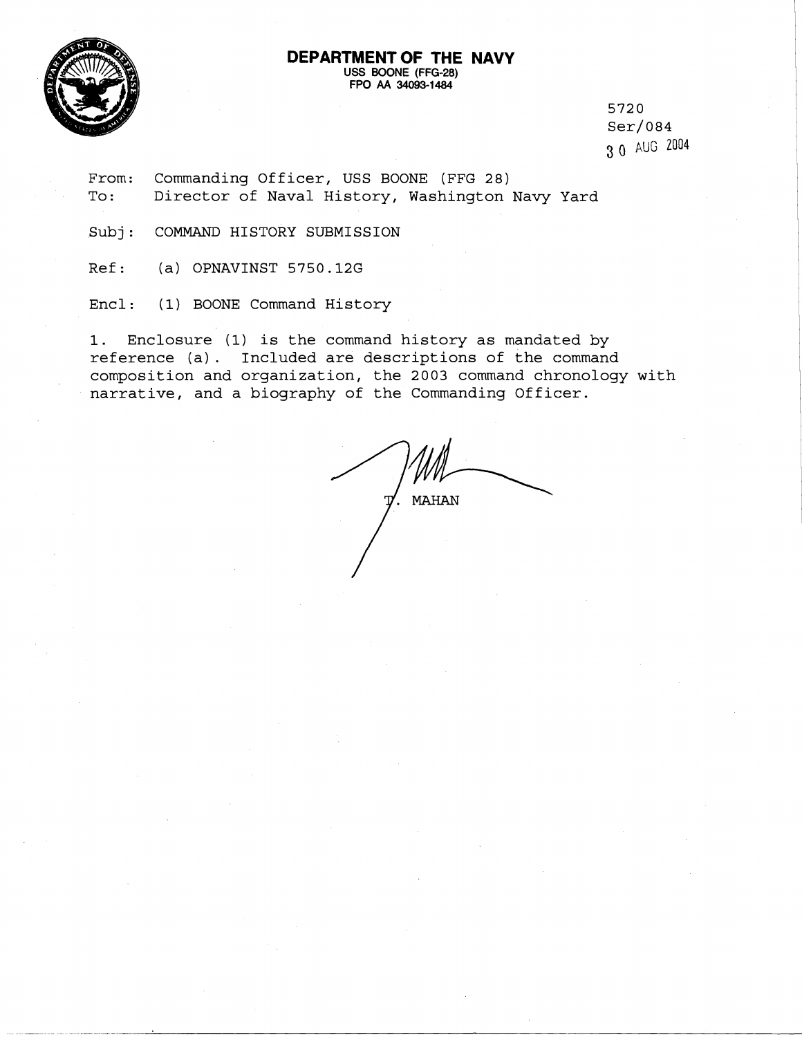**DEPARTMENT OF THE NAVY**
USS BOONE (FFG-28)
FPO AA 34093-1484

5720
Ser/084
30 AUG 2004

From: Commanding Officer, USS BOONE (FFG 28)
To: Director of Naval History, Washington Navy Yard

Subj: COMMAND HISTORY SUBMISSION

Ref: (a) OPNAVINST 5750.12G

Encl: (1) BOONE Command History

1. Enclosure (1) is the command history as mandated by reference (a). Included are descriptions of the command composition and organization, the 2003 command chronology with narrative, and a biography of the Commanding Officer.

T. MAHAN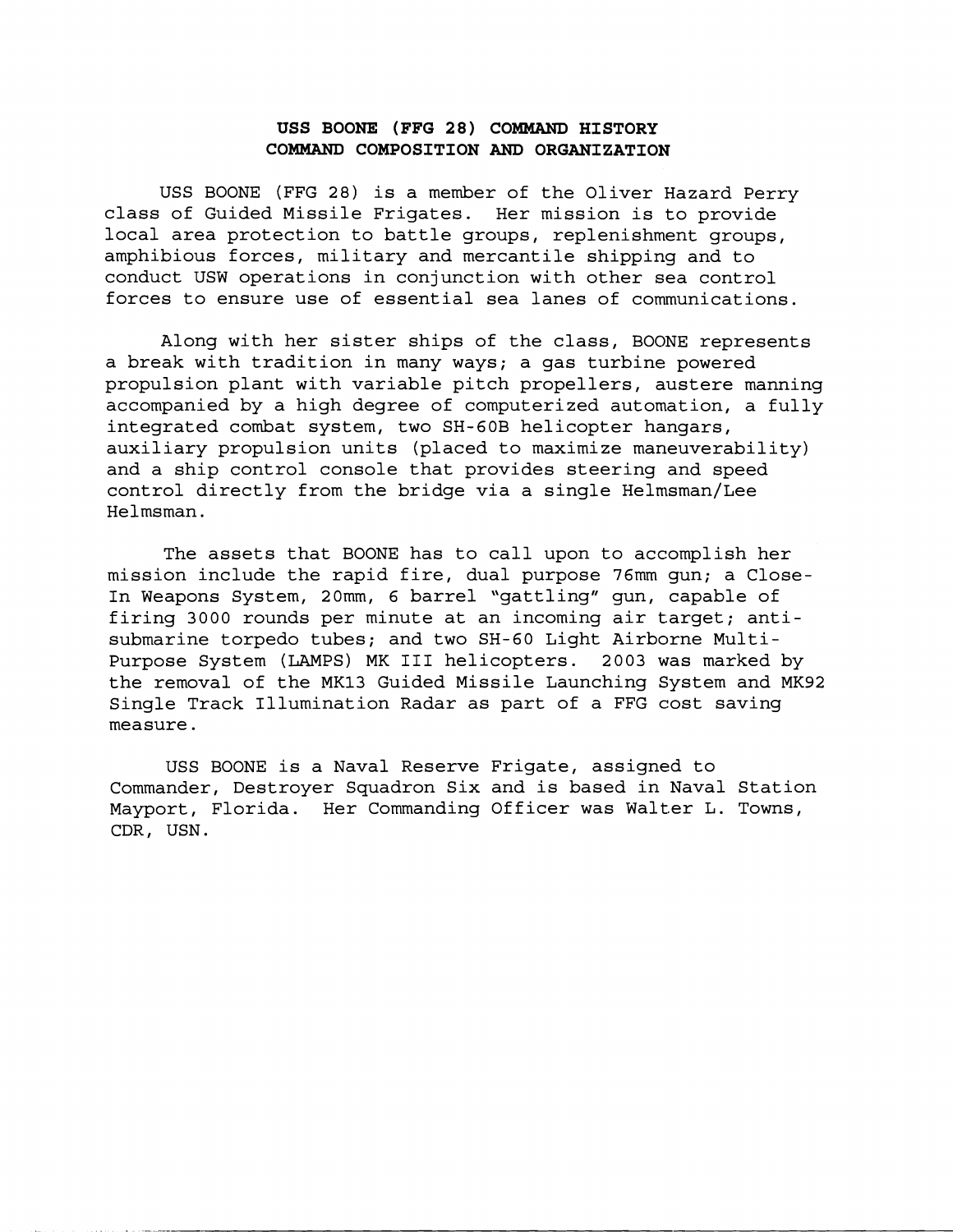# USS BOONE (FFG 28) COMMAND HISTORY
## COMMAND COMPOSITION AND ORGANIZATION

USS BOONE (FFG 28) is a member of the Oliver Hazard Perry class of Guided Missile Frigates. Her mission is to provide local area protection to battle groups, replenishment groups, amphibious forces, military and mercantile shipping and to conduct USW operations in conjunction with other sea control forces to ensure use of essential sea lanes of communications.

Along with her sister ships of the class, BOONE represents a break with tradition in many ways; a gas turbine powered propulsion plant with variable pitch propellers, austere manning accompanied by a high degree of computerized automation, a fully integrated combat system, two SH-60B helicopter hangars, auxiliary propulsion units (placed to maximize maneuverability) and a ship control console that provides steering and speed control directly from the bridge via a single Helmsman/Lee Helmsman.

The assets that BOONE has to call upon to accomplish her mission include the rapid fire, dual purpose 76mm gun; a Close-In Weapons System, 20mm, 6 barrel "gattling" gun, capable of firing 3000 rounds per minute at an incoming air target; anti-submarine torpedo tubes; and two SH-60 Light Airborne Multi-Purpose System (LAMPS) MK III helicopters. 2003 was marked by the removal of the MK13 Guided Missile Launching System and MK92 Single Track Illumination Radar as part of a FFG cost saving measure.

USS BOONE is a Naval Reserve Frigate, assigned to Commander, Destroyer Squadron Six and is based in Naval Station Mayport, Florida. Her Commanding Officer was Walter L. Towns, CDR, USN.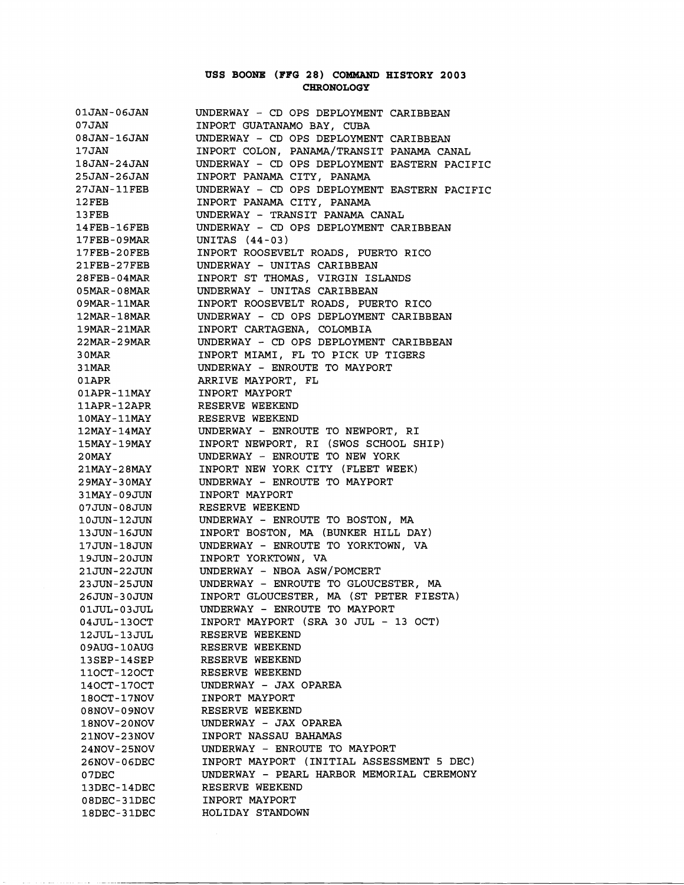# USS BOONE (FFG 28) COMMAND HISTORY 2003

## CHRONOLOGY

| | |
|---|---|
| 01JAN-06JAN | UNDERWAY - CD OPS DEPLOYMENT CARIBBEAN |
| 07JAN | INPORT GUATANAMO BAY, CUBA |
| 08JAN-16JAN | UNDERWAY - CD OPS DEPLOYMENT CARIBBEAN |
| 17JAN | INPORT COLON, PANAMA/TRANSIT PANAMA CANAL |
| 18JAN-24JAN | UNDERWAY - CD OPS DEPLOYMENT EASTERN PACIFIC |
| 25JAN-26JAN | INPORT PANAMA CITY, PANAMA |
| 27JAN-11FEB | UNDERWAY - CD OPS DEPLOYMENT EASTERN PACIFIC |
| 12FEB | INPORT PANAMA CITY, PANAMA |
| 13FEB | UNDERWAY - TRANSIT PANAMA CANAL |
| 14FEB-16FEB | UNDERWAY - CD OPS DEPLOYMENT CARIBBEAN |
| 17FEB-09MAR | UNITAS (44-03) |
| 17FEB-20FEB | INPORT ROOSEVELT ROADS, PUERTO RICO |
| 21FEB-27FEB | UNDERWAY - UNITAS CARIBBEAN |
| 28FEB-04MAR | INPORT ST THOMAS, VIRGIN ISLANDS |
| 05MAR-08MAR | UNDERWAY - UNITAS CARIBBEAN |
| 09MAR-11MAR | INPORT ROOSEVELT ROADS, PUERTO RICO |
| 12MAR-18MAR | UNDERWAY - CD OPS DEPLOYMENT CARIBBEAN |
| 19MAR-21MAR | INPORT CARTAGENA, COLOMBIA |
| 22MAR-29MAR | UNDERWAY - CD OPS DEPLOYMENT CARIBBEAN |
| 30MAR | INPORT MIAMI, FL TO PICK UP TIGERS |
| 31MAR | UNDERWAY - ENROUTE TO MAYPORT |
| 01APR | ARRIVE MAYPORT, FL |
| 01APR-11MAY | INPORT MAYPORT |
| 11APR-12APR | RESERVE WEEKEND |
| 10MAY-11MAY | RESERVE WEEKEND |
| 12MAY-14MAY | UNDERWAY - ENROUTE TO NEWPORT, RI |
| 15MAY-19MAY | INPORT NEWPORT, RI (SWOS SCHOOL SHIP) |
| 20MAY | UNDERWAY - ENROUTE TO NEW YORK |
| 21MAY-28MAY | INPORT NEW YORK CITY (FLEET WEEK) |
| 29MAY-30MAY | UNDERWAY - ENROUTE TO MAYPORT |
| 31MAY-09JUN | INPORT MAYPORT |
| 07JUN-08JUN | RESERVE WEEKEND |
| 10JUN-12JUN | UNDERWAY - ENROUTE TO BOSTON, MA |
| 13JUN-16JUN | INPORT BOSTON, MA (BUNKER HILL DAY) |
| 17JUN-18JUN | UNDERWAY - ENROUTE TO YORKTOWN, VA |
| 19JUN-20JUN | INPORT YORKTOWN, VA |
| 21JUN-22JUN | UNDERWAY - NBOA ASW/POMCERT |
| 23JUN-25JUN | UNDERWAY - ENROUTE TO GLOUCESTER, MA |
| 26JUN-30JUN | INPORT GLOUCESTER, MA (ST PETER FIESTA) |
| 01JUL-03JUL | UNDERWAY - ENROUTE TO MAYPORT |
| 04JUL-13OCT | INPORT MAYPORT (SRA 30 JUL - 13 OCT) |
| 12JUL-13JUL | RESERVE WEEKEND |
| 09AUG-10AUG | RESERVE WEEKEND |
| 13SEP-14SEP | RESERVE WEEKEND |
| 11OCT-12OCT | RESERVE WEEKEND |
| 14OCT-17OCT | UNDERWAY - JAX OPAREA |
| 18OCT-17NOV | INPORT MAYPORT |
| 08NOV-09NOV | RESERVE WEEKEND |
| 18NOV-20NOV | UNDERWAY - JAX OPAREA |
| 21NOV-23NOV | INPORT NASSAU BAHAMAS |
| 24NOV-25NOV | UNDERWAY - ENROUTE TO MAYPORT |
| 26NOV-06DEC | INPORT MAYPORT (INITIAL ASSESSMENT 5 DEC) |
| 07DEC | UNDERWAY - PEARL HARBOR MEMORIAL CEREMONY |
| 13DEC-14DEC | RESERVE WEEKEND |
| 08DEC-31DEC | INPORT MAYPORT |
| 18DEC-31DEC | HOLIDAY STANDOWN |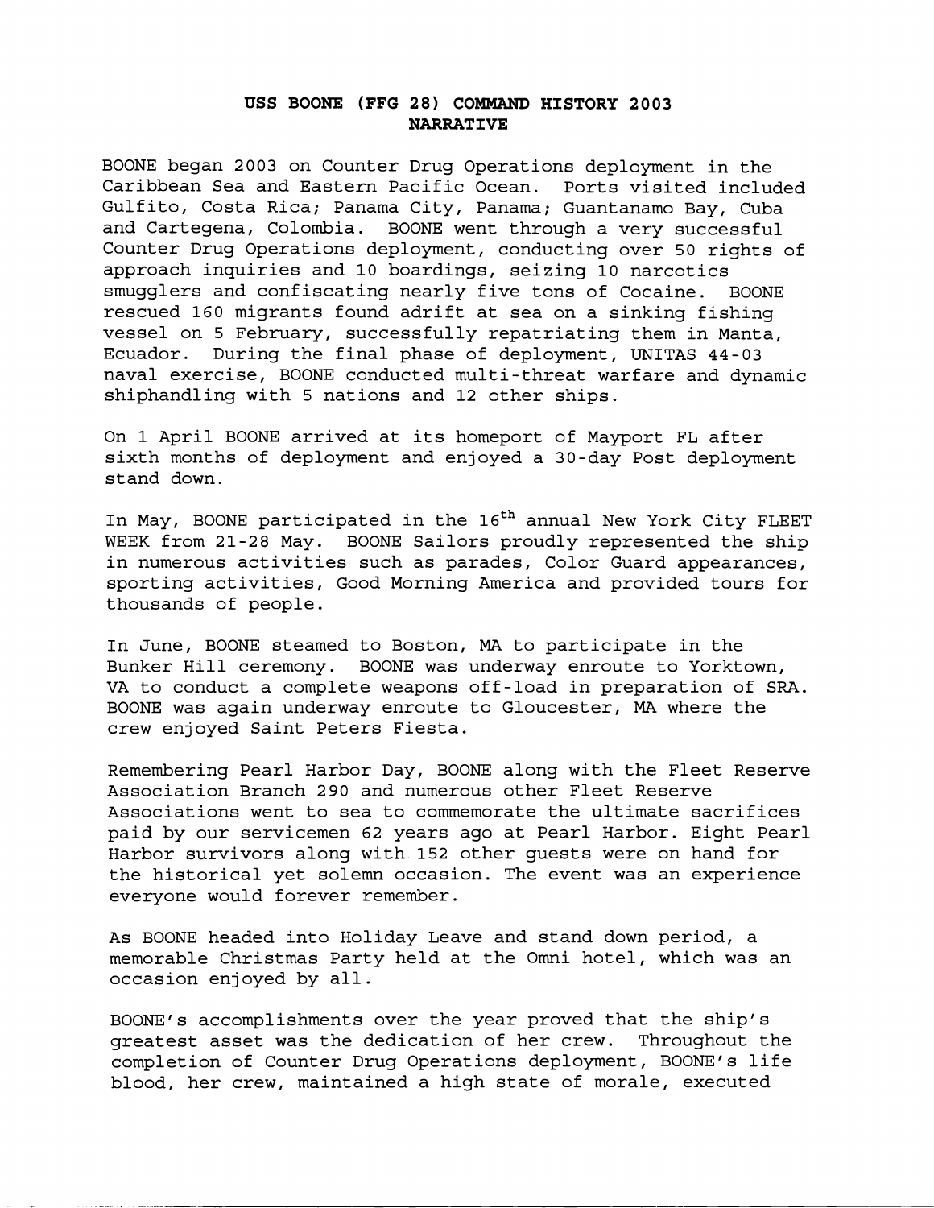**USS BOONE (FFG 28) COMMAND HISTORY 2003**
**NARRATIVE**

BOONE began 2003 on Counter Drug Operations deployment in the Caribbean Sea and Eastern Pacific Ocean. Ports visited included Gulfito, Costa Rica; Panama City, Panama; Guantanamo Bay, Cuba and Cartegena, Colombia. BOONE went through a very successful Counter Drug Operations deployment, conducting over 50 rights of approach inquiries and 10 boardings, seizing 10 narcotics smugglers and confiscating nearly five tons of Cocaine. BOONE rescued 160 migrants found adrift at sea on a sinking fishing vessel on 5 February, successfully repatriating them in Manta, Ecuador. During the final phase of deployment, UNITAS 44-03 naval exercise, BOONE conducted multi-threat warfare and dynamic shiphandling with 5 nations and 12 other ships.

On 1 April BOONE arrived at its homeport of Mayport FL after sixth months of deployment and enjoyed a 30-day Post deployment stand down.

In May, BOONE participated in the 16th annual New York City FLEET WEEK from 21-28 May. BOONE Sailors proudly represented the ship in numerous activities such as parades, Color Guard appearances, sporting activities, Good Morning America and provided tours for thousands of people.

In June, BOONE steamed to Boston, MA to participate in the Bunker Hill ceremony. BOONE was underway enroute to Yorktown, VA to conduct a complete weapons off-load in preparation of SRA. BOONE was again underway enroute to Gloucester, MA where the crew enjoyed Saint Peters Fiesta.

Remembering Pearl Harbor Day, BOONE along with the Fleet Reserve Association Branch 290 and numerous other Fleet Reserve Associations went to sea to commemorate the ultimate sacrifices paid by our servicemen 62 years ago at Pearl Harbor. Eight Pearl Harbor survivors along with 152 other guests were on hand for the historical yet solemn occasion. The event was an experience everyone would forever remember.

As BOONE headed into Holiday Leave and stand down period, a memorable Christmas Party held at the Omni hotel, which was an occasion enjoyed by all.

BOONE's accomplishments over the year proved that the ship's greatest asset was the dedication of her crew. Throughout the completion of Counter Drug Operations deployment, BOONE's life blood, her crew, maintained a high state of morale, executed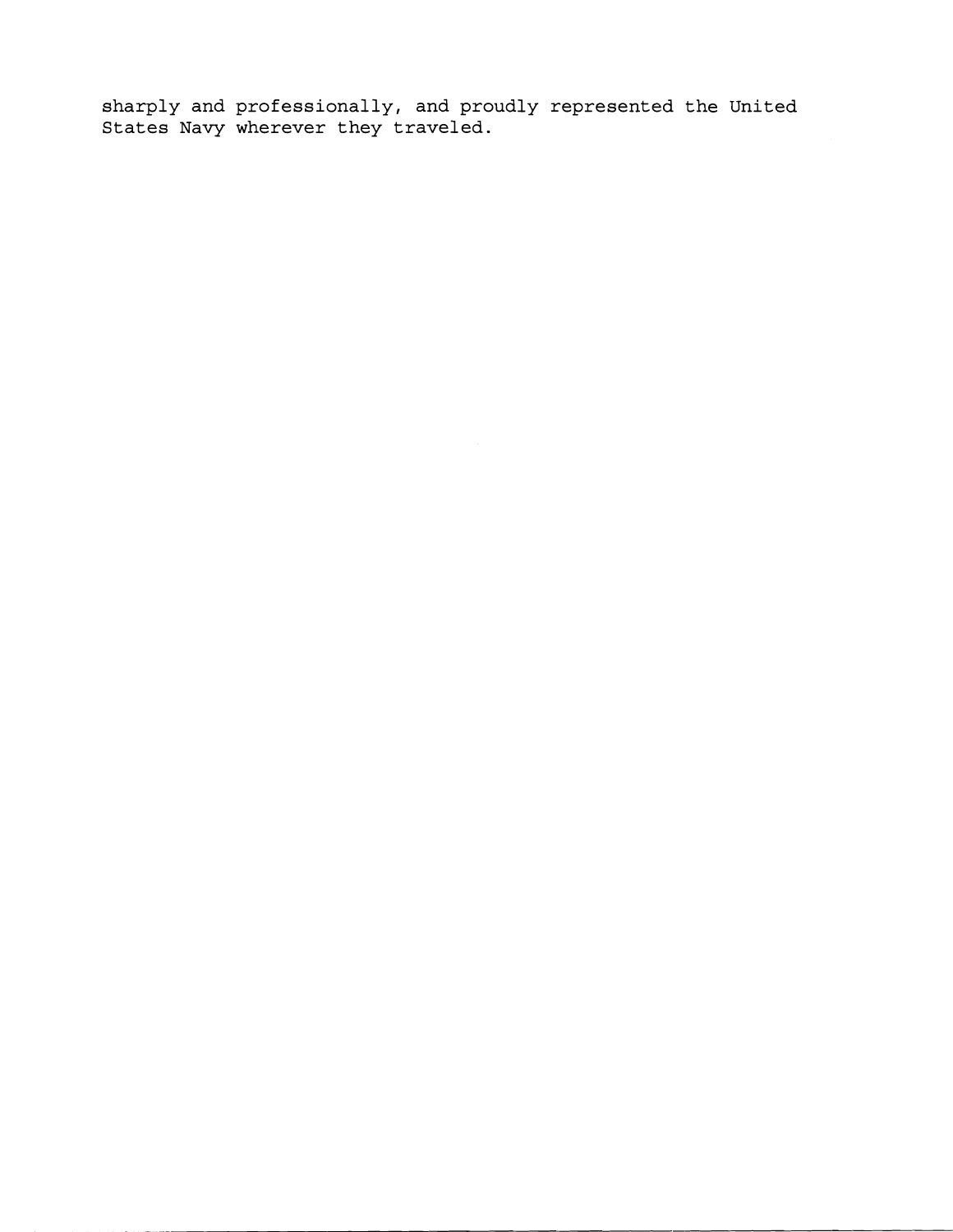sharply and professionally, and proudly represented the United States Navy wherever they traveled.